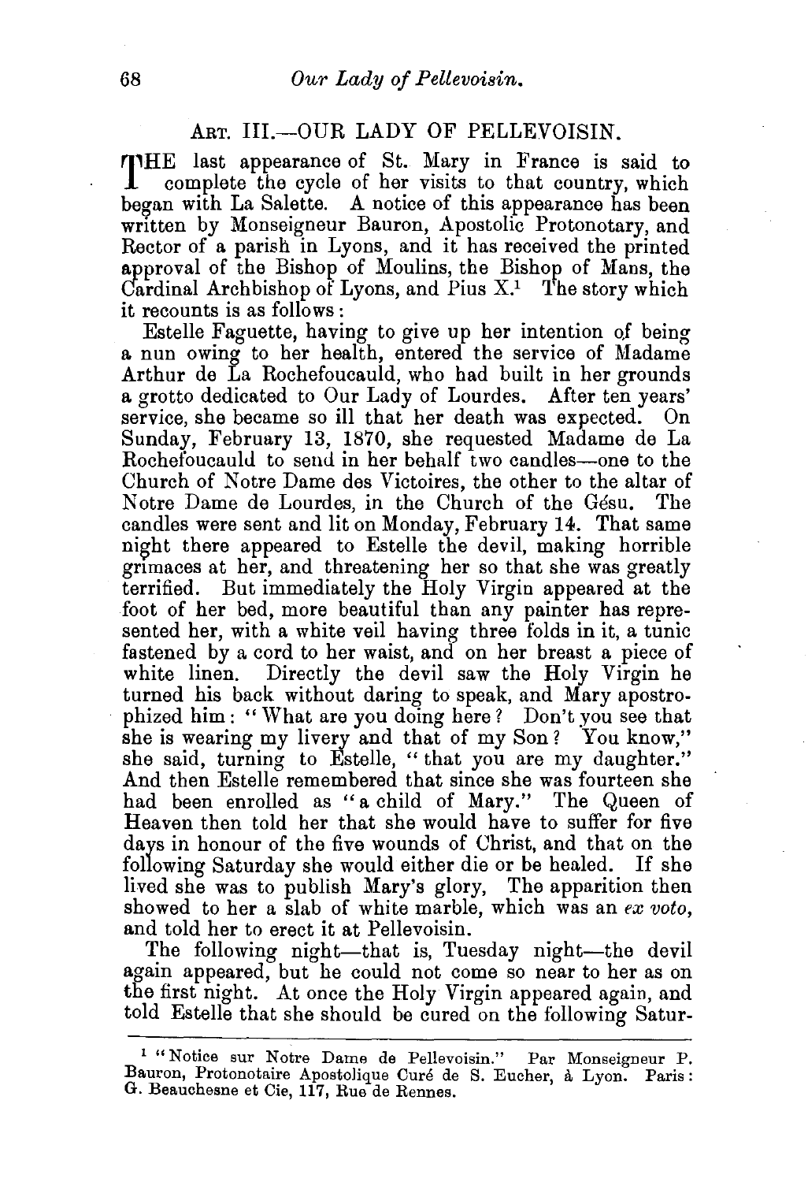## ART. III.—OUR LADY OF PELLEVOISIN.

THE last appearance of St. Mary in France is said to complete the cycle of her visits to that country, which began with La Salette. A notice of this appearance has been written by Monseigneur Bauron, Apostolic Protonotary, and Rector of a parish in Lyons, and it has received the printed approval of the Bishop of Moulins, the Bishop of Mans, the Cardinal Archbishop of Lyons, and Pius X.[1] The story which it recounts is as follows:

Estelle Faguette, having to give up her intention of being a nun owing to her health, entered the service of Madame Arthur de La Rochefoucauld, who had built in her grounds a grotto dedicated to Our Lady of Lourdes. After ten years' service, she became so ill that her death was expected. On Sunday, February 13, 1870, she requested Madame de La Rochefoucauld to send in her behalf two candles—one to the Church of Notre Dame des Victoires, the other to the altar of Notre Dame de Lourdes, in the Church of the Gésu. The candles were sent and lit on Monday, February 14. That same night there appeared to Estelle the devil, making horrible grimaces at her, and threatening her so that she was greatly terrified. But immediately the Holy Virgin appeared at the foot of her bed, more beautiful than any painter has represented her, with a white veil having three folds in it, a tunic fastened by a cord to her waist, and on her breast a piece of white linen. Directly the devil saw the Holy Virgin he turned his back without daring to speak, and Mary apostrophized him: "What are you doing here? Don't you see that she is wearing my livery and that of my Son? You know," she said, turning to Estelle, "that you are my daughter." And then Estelle remembered that since she was fourteen she had been enrolled as "a child of Mary." The Queen of Heaven then told her that she would have to suffer for five days in honour of the five wounds of Christ, and that on the following Saturday she would either die or be healed. If she lived she was to publish Mary's glory, The apparition then showed to her a slab of white marble, which was an *ex voto*, and told her to erect it at Pellevoisin.

The following night—that is, Tuesday night—the devil again appeared, but he could not come so near to her as on the first night. At once the Holy Virgin appeared again, and told Estelle that she should be cured on the following Satur-

---

[1] "Notice sur Notre Dame de Pellevoisin." Par Monseigneur P. Bauron, Protonotaire Apostolique Curé de S. Eucher, à Lyon. Paris: G. Beauchesne et Cie, 117, Rue de Rennes.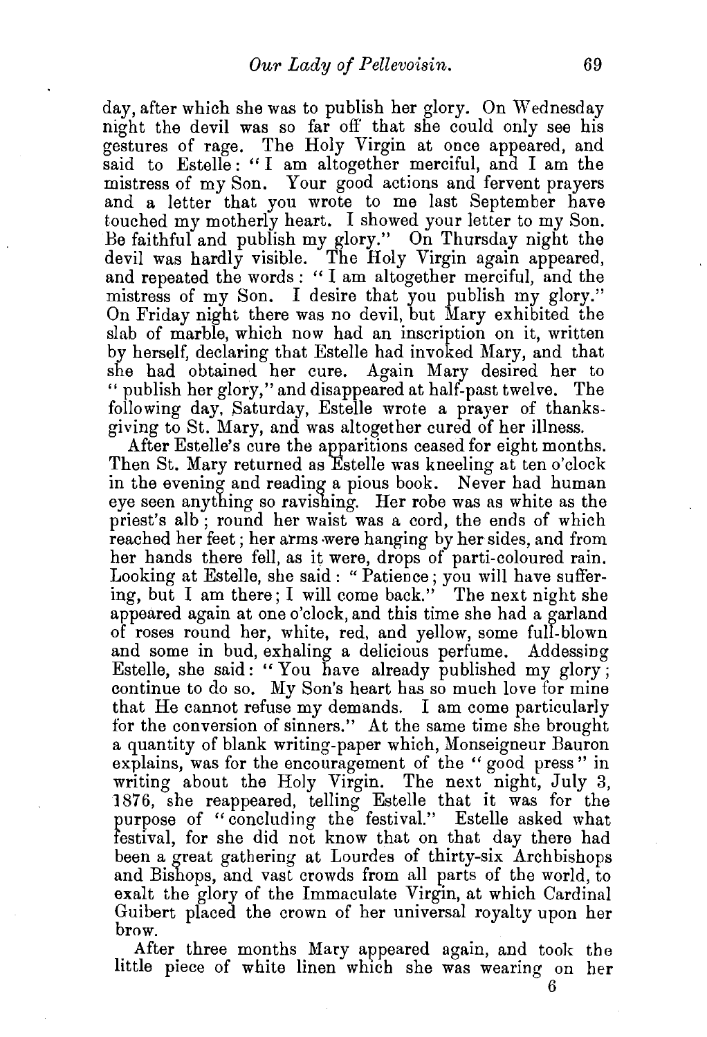day, after which she was to publish her glory. On Wednesday night the devil was so far off that she could only see his gestures of rage. The Holy Virgin at once appeared, and said to Estelle: "I am altogether merciful, and I am the mistress of my Son. Your good actions and fervent prayers and a letter that you wrote to me last September have touched my motherly heart. I showed your letter to my Son. Be faithful and publish my glory." On Thursday night the devil was hardly visible. The Holy Virgin again appeared, and repeated the words: "I am altogether merciful, and the mistress of my Son. I desire that you publish my glory." On Friday night there was no devil, but Mary exhibited the slab of marble, which now had an inscription on it, written by herself, declaring that Estelle had invoked Mary, and that she had obtained her cure. Again Mary desired her to "publish her glory," and disappeared at half-past twelve. The following day, Saturday, Estelle wrote a prayer of thanksgiving to St. Mary, and was altogether cured of her illness.

After Estelle's cure the apparitions ceased for eight months. Then St. Mary returned as Estelle was kneeling at ten o'clock in the evening and reading a pious book. Never had human eye seen anything so ravishing. Her robe was as white as the priest's alb; round her waist was a cord, the ends of which reached her feet; her arms were hanging by her sides, and from her hands there fell, as it were, drops of parti-coloured rain. Looking at Estelle, she said: "Patience; you will have suffering, but I am there; I will come back." The next night she appeared again at one o'clock, and this time she had a garland of roses round her, white, red, and yellow, some full-blown and some in bud, exhaling a delicious perfume. Addessing Estelle, she said: "You have already published my glory; continue to do so. My Son's heart has so much love for mine that He cannot refuse my demands. I am come particularly for the conversion of sinners." At the same time she brought a quantity of blank writing-paper which, Monseigneur Bauron explains, was for the encouragement of the "good press" in writing about the Holy Virgin. The next night, July 3, 1876, she reappeared, telling Estelle that it was for the purpose of "concluding the festival." Estelle asked what festival, for she did not know that on that day there had been a great gathering at Lourdes of thirty-six Archbishops and Bishops, and vast crowds from all parts of the world, to exalt the glory of the Immaculate Virgin, at which Cardinal Guibert placed the crown of her universal royalty upon her brow.

After three months Mary appeared again, and took the little piece of white linen which she was wearing on her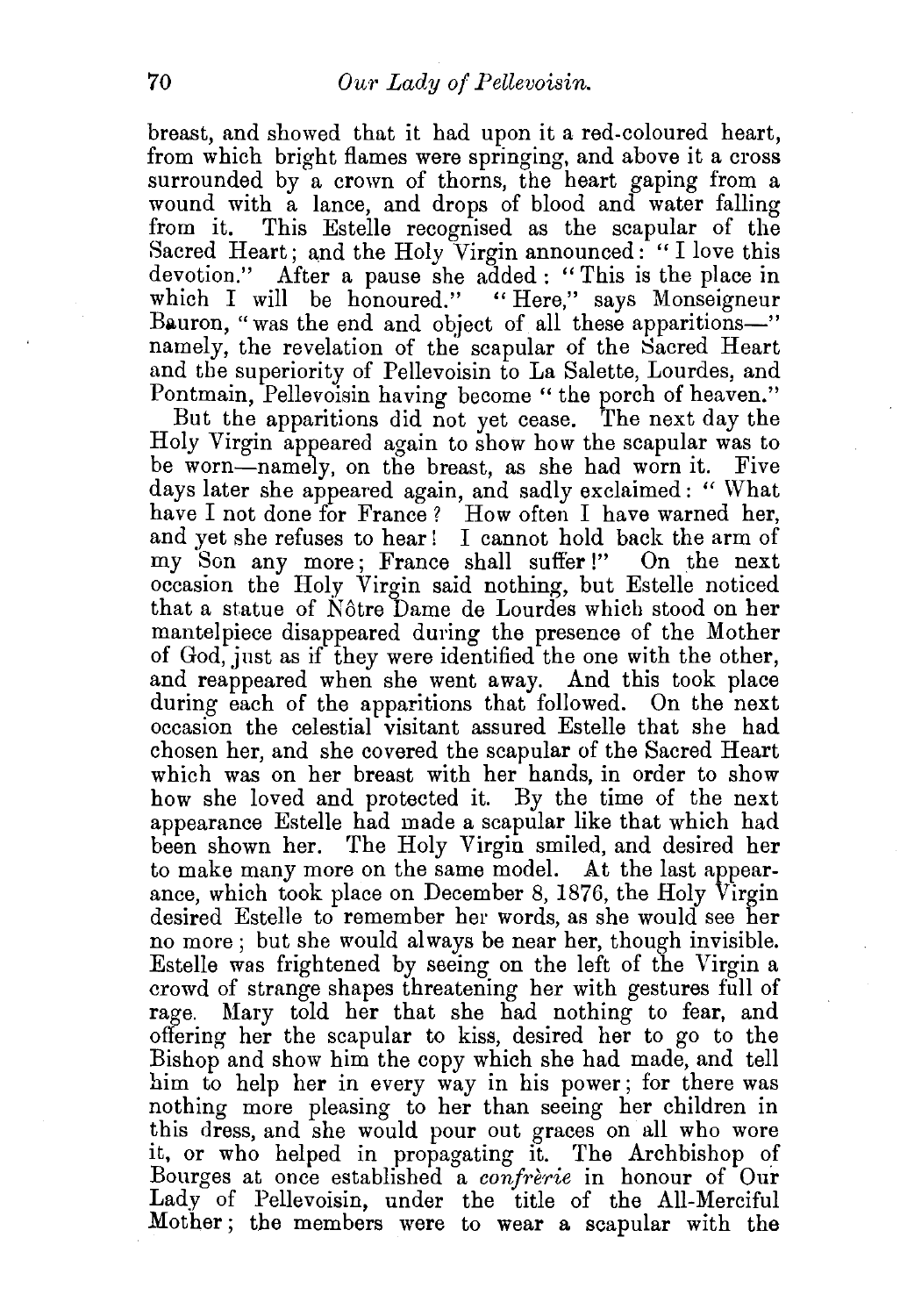breast, and showed that it had upon it a red-coloured heart, from which bright flames were springing, and above it a cross surrounded by a crown of thorns, the heart gaping from a wound with a lance, and drops of blood and water falling from it. This Estelle recognised as the scapular of the Sacred Heart; and the Holy Virgin announced: "I love this devotion." After a pause she added: "This is the place in which I will be honoured." "Here," says Monseigneur Bauron, "was the end and object of all these apparitions—" namely, the revelation of the scapular of the Sacred Heart and the superiority of Pellevoisin to La Salette, Lourdes, and Pontmain, Pellevoisin having become "the porch of heaven."

But the apparitions did not yet cease. The next day the Holy Virgin appeared again to show how the scapular was to be worn—namely, on the breast, as she had worn it. Five days later she appeared again, and sadly exclaimed: "What have I not done for France? How often I have warned her, and yet she refuses to hear! I cannot hold back the arm of my Son any more; France shall suffer!" On the next occasion the Holy Virgin said nothing, but Estelle noticed that a statue of Nôtre Dame de Lourdes which stood on her mantelpiece disappeared during the presence of the Mother of God, just as if they were identified the one with the other, and reappeared when she went away. And this took place during each of the apparitions that followed. On the next occasion the celestial visitant assured Estelle that she had chosen her, and she covered the scapular of the Sacred Heart which was on her breast with her hands, in order to show how she loved and protected it. By the time of the next appearance Estelle had made a scapular like that which had been shown her. The Holy Virgin smiled, and desired her to make many more on the same model. At the last appearance, which took place on December 8, 1876, the Holy Virgin desired Estelle to remember her words, as she would see her no more; but she would always be near her, though invisible. Estelle was frightened by seeing on the left of the Virgin a crowd of strange shapes threatening her with gestures full of rage. Mary told her that she had nothing to fear, and offering her the scapular to kiss, desired her to go to the Bishop and show him the copy which she had made, and tell him to help her in every way in his power; for there was nothing more pleasing to her than seeing her children in this dress, and she would pour out graces on all who wore it, or who helped in propagating it. The Archbishop of Bourges at once established a *confrèrie* in honour of Our Lady of Pellevoisin, under the title of the All-Merciful Mother; the members were to wear a scapular with the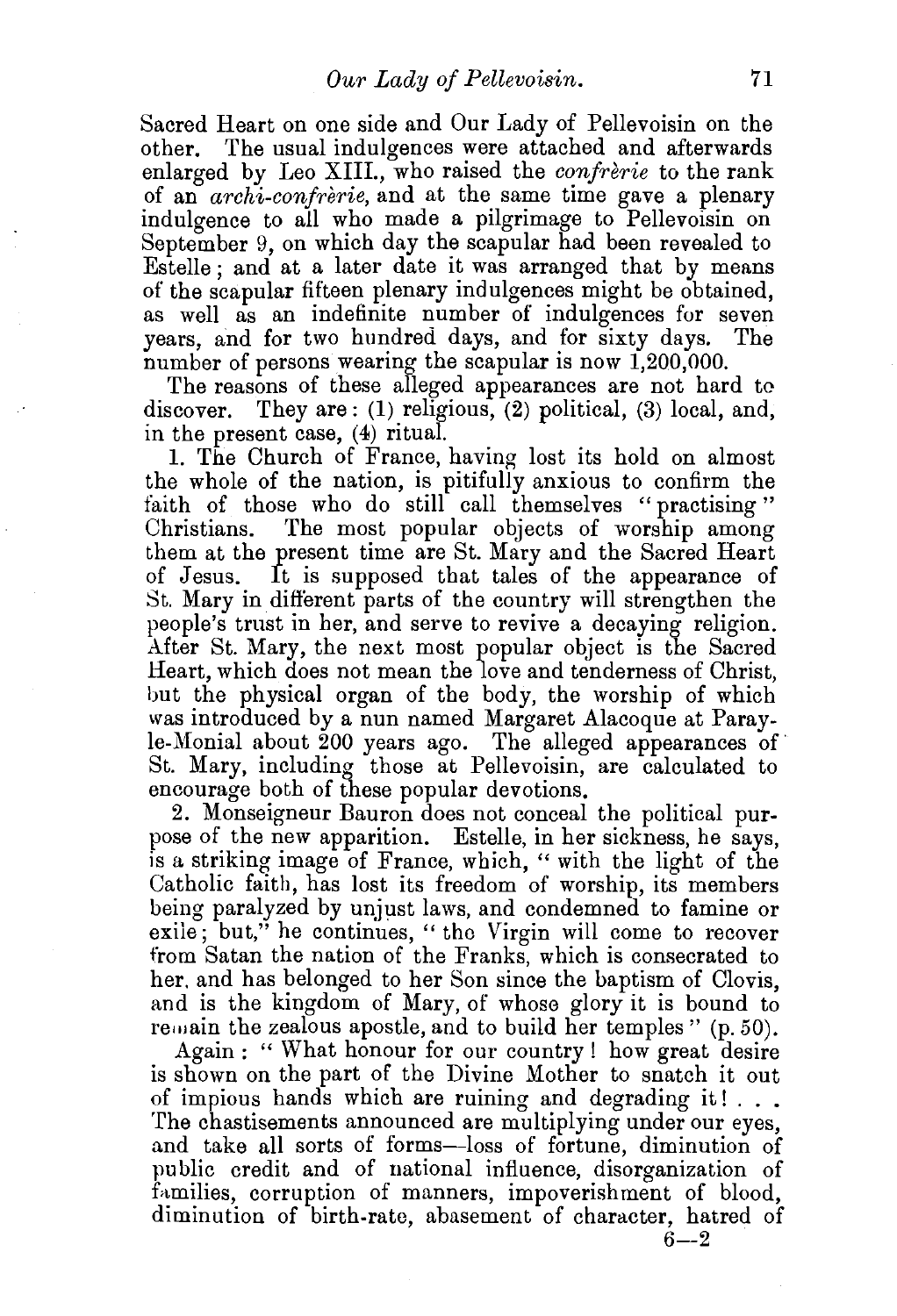Sacred Heart on one side and Our Lady of Pellevoisin on the other. The usual indulgences were attached and afterwards enlarged by Leo XIII., who raised the *confrèrie* to the rank of an *archi-confrèrie*, and at the same time gave a plenary indulgence to all who made a pilgrimage to Pellevoisin on September 9, on which day the scapular had been revealed to Estelle; and at a later date it was arranged that by means of the scapular fifteen plenary indulgences might be obtained, as well as an indefinite number of indulgences for seven years, and for two hundred days, and for sixty days. The number of persons wearing the scapular is now 1,200,000.

The reasons of these alleged appearances are not hard to discover. They are: (1) religious, (2) political, (3) local, and, in the present case, (4) ritual.

1. The Church of France, having lost its hold on almost the whole of the nation, is pitifully anxious to confirm the faith of those who do still call themselves "practising" Christians. The most popular objects of worship among them at the present time are St. Mary and the Sacred Heart of Jesus. It is supposed that tales of the appearance of St. Mary in different parts of the country will strengthen the people's trust in her, and serve to revive a decaying religion. After St. Mary, the next most popular object is the Sacred Heart, which does not mean the love and tenderness of Christ, but the physical organ of the body, the worship of which was introduced by a nun named Margaret Alacoque at Paray-le-Monial about 200 years ago. The alleged appearances of St. Mary, including those at Pellevoisin, are calculated to encourage both of these popular devotions.

2. Monseigneur Bauron does not conceal the political purpose of the new apparition. Estelle, in her sickness, he says, is a striking image of France, which, "with the light of the Catholic faith, has lost its freedom of worship, its members being paralyzed by unjust laws, and condemned to famine or exile; but," he continues, "the Virgin will come to recover from Satan the nation of the Franks, which is consecrated to her, and has belonged to her Son since the baptism of Clovis, and is the kingdom of Mary, of whose glory it is bound to remain the zealous apostle, and to build her temples" (p. 50).

Again: "What honour for our country! how great desire is shown on the part of the Divine Mother to snatch it out of impious hands which are ruining and degrading it! . . . The chastisements announced are multiplying under our eyes, and take all sorts of forms—loss of fortune, diminution of public credit and of national influence, disorganization of families, corruption of manners, impoverishment of blood, diminution of birth-rate, abasement of character, hatred of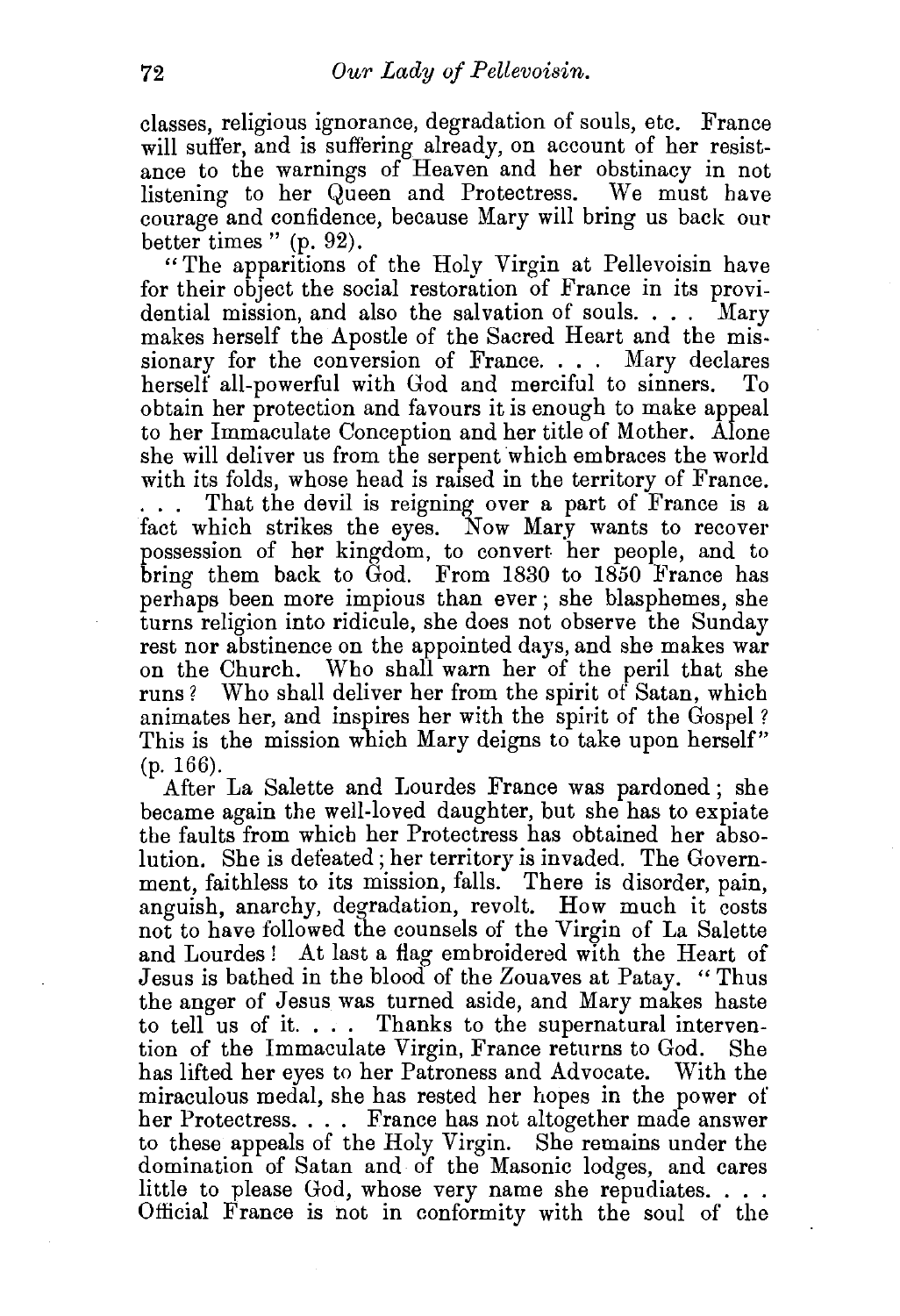classes, religious ignorance, degradation of souls, etc. France will suffer, and is suffering already, on account of her resistance to the warnings of Heaven and her obstinacy in not listening to her Queen and Protectress. We must have courage and confidence, because Mary will bring us back our better times" (p. 92).

"The apparitions of the Holy Virgin at Pellevoisin have for their object the social restoration of France in its providential mission, and also the salvation of souls. . . . Mary makes herself the Apostle of the Sacred Heart and the missionary for the conversion of France. . . . Mary declares herself all-powerful with God and merciful to sinners. To obtain her protection and favours it is enough to make appeal to her Immaculate Conception and her title of Mother. Alone she will deliver us from the serpent which embraces the world with its folds, whose head is raised in the territory of France. . . . That the devil is reigning over a part of France is a fact which strikes the eyes. Now Mary wants to recover possession of her kingdom, to convert her people, and to bring them back to God. From 1830 to 1850 France has perhaps been more impious than ever; she blasphemes, she turns religion into ridicule, she does not observe the Sunday rest nor abstinence on the appointed days, and she makes war on the Church. Who shall warn her of the peril that she runs? Who shall deliver her from the spirit of Satan, which animates her, and inspires her with the spirit of the Gospel? This is the mission which Mary deigns to take upon herself" (p. 166).

After La Salette and Lourdes France was pardoned; she became again the well-loved daughter, but she has to expiate the faults from which her Protectress has obtained her absolution. She is defeated; her territory is invaded. The Government, faithless to its mission, falls. There is disorder, pain, anguish, anarchy, degradation, revolt. How much it costs not to have followed the counsels of the Virgin of La Salette and Lourdes! At last a flag embroidered with the Heart of Jesus is bathed in the blood of the Zouaves at Patay. "Thus the anger of Jesus was turned aside, and Mary makes haste to tell us of it. . . . Thanks to the supernatural intervention of the Immaculate Virgin, France returns to God. She has lifted her eyes to her Patroness and Advocate. With the miraculous medal, she has rested her hopes in the power of her Protectress. . . . France has not altogether made answer to these appeals of the Holy Virgin. She remains under the domination of Satan and of the Masonic lodges, and cares little to please God, whose very name she repudiates. . . . Official France is not in conformity with the soul of the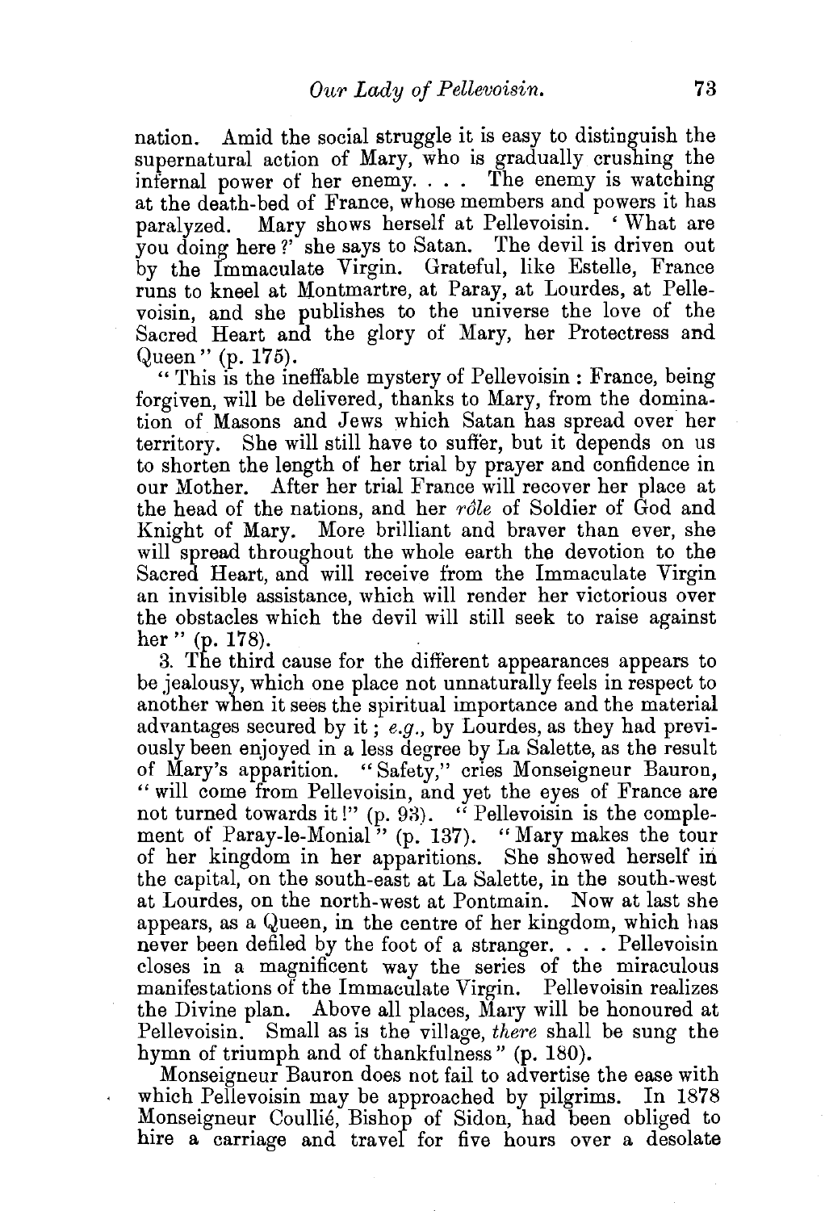nation. Amid the social struggle it is easy to distinguish the supernatural action of Mary, who is gradually crushing the infernal power of her enemy. . . . The enemy is watching at the death-bed of France, whose members and powers it has paralyzed. Mary shows herself at Pellevoisin. 'What are you doing here?' she says to Satan. The devil is driven out by the Immaculate Virgin. Grateful, like Estelle, France runs to kneel at Montmartre, at Paray, at Lourdes, at Pellevoisin, and she publishes to the universe the love of the Sacred Heart and the glory of Mary, her Protectress and Queen" (p. 175).

"This is the ineffable mystery of Pellevoisin : France, being forgiven, will be delivered, thanks to Mary, from the domination of Masons and Jews which Satan has spread over her territory. She will still have to suffer, but it depends on us to shorten the length of her trial by prayer and confidence in our Mother. After her trial France will recover her place at the head of the nations, and her *rôle* of Soldier of God and Knight of Mary. More brilliant and braver than ever, she will spread throughout the whole earth the devotion to the Sacred Heart, and will receive from the Immaculate Virgin an invisible assistance, which will render her victorious over the obstacles which the devil will still seek to raise against her" (p. 178).

3. The third cause for the different appearances appears to be jealousy, which one place not unnaturally feels in respect to another when it sees the spiritual importance and the material advantages secured by it; *e.g.*, by Lourdes, as they had previously been enjoyed in a less degree by La Salette, as the result of Mary's apparition. "Safety," cries Monseigneur Bauron, "will come from Pellevoisin, and yet the eyes of France are not turned towards it!" (p. 93). "Pellevoisin is the complement of Paray-le-Monial" (p. 137). "Mary makes the tour of her kingdom in her apparitions. She showed herself in the capital, on the south-east at La Salette, in the south-west at Lourdes, on the north-west at Pontmain. Now at last she appears, as a Queen, in the centre of her kingdom, which has never been defiled by the foot of a stranger. . . . Pellevoisin closes in a magnificent way the series of the miraculous manifestations of the Immaculate Virgin. Pellevoisin realizes the Divine plan. Above all places, Mary will be honoured at Pellevoisin. Small as is the village, *there* shall be sung the hymn of triumph and of thankfulness" (p. 180).

Monseigneur Bauron does not fail to advertise the ease with which Pellevoisin may be approached by pilgrims. In 1878 Monseigneur Coullié, Bishop of Sidon, had been obliged to hire a carriage and travel for five hours over a desolate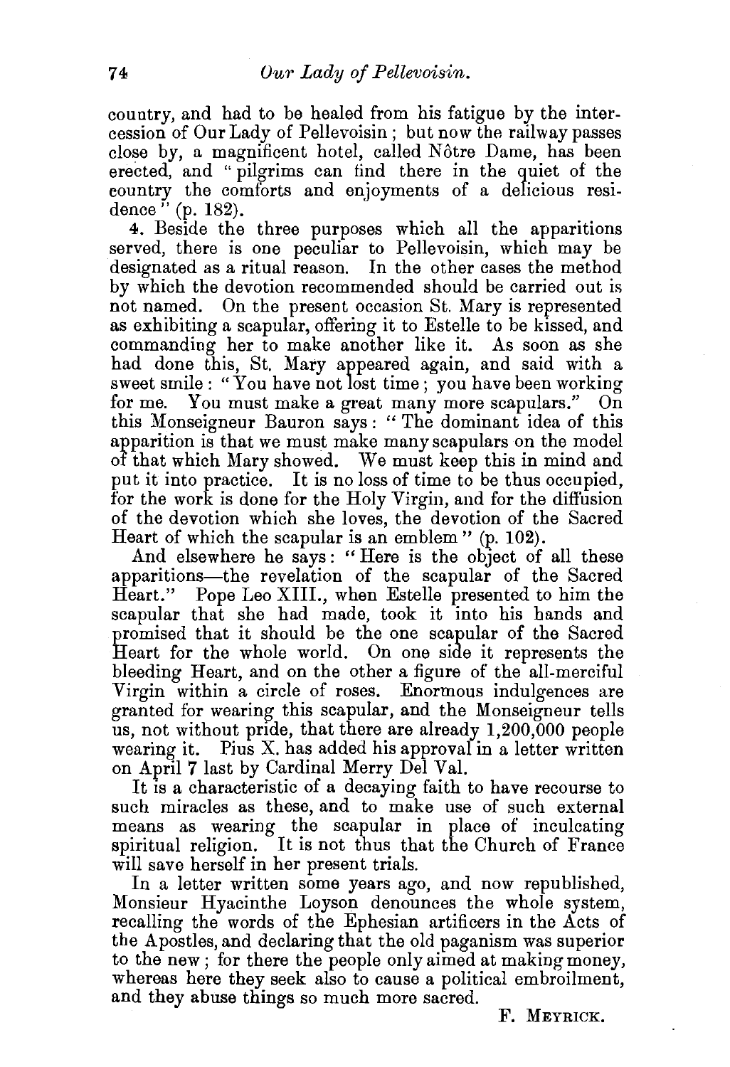country, and had to be healed from his fatigue by the intercession of Our Lady of Pellevoisin; but now the railway passes close by, a magnificent hotel, called Nôtre Dame, has been erected, and "pilgrims can find there in the quiet of the country the comforts and enjoyments of a delicious residence" (p. 182).

4. Beside the three purposes which all the apparitions served, there is one peculiar to Pellevoisin, which may be designated as a ritual reason. In the other cases the method by which the devotion recommended should be carried out is not named. On the present occasion St. Mary is represented as exhibiting a scapular, offering it to Estelle to be kissed, and commanding her to make another like it. As soon as she had done this, St. Mary appeared again, and said with a sweet smile: "You have not lost time; you have been working for me. You must make a great many more scapulars." On this Monseigneur Bauron says: "The dominant idea of this apparition is that we must make many scapulars on the model of that which Mary showed. We must keep this in mind and put it into practice. It is no loss of time to be thus occupied, for the work is done for the Holy Virgin, and for the diffusion of the devotion which she loves, the devotion of the Sacred Heart of which the scapular is an emblem" (p. 102).

And elsewhere he says: "Here is the object of all these apparitions—the revelation of the scapular of the Sacred Heart." Pope Leo XIII., when Estelle presented to him the scapular that she had made, took it into his hands and promised that it should be the one scapular of the Sacred Heart for the whole world. On one side it represents the bleeding Heart, and on the other a figure of the all-merciful Virgin within a circle of roses. Enormous indulgences are granted for wearing this scapular, and the Monseigneur tells us, not without pride, that there are already 1,200,000 people wearing it. Pius X. has added his approval in a letter written on April 7 last by Cardinal Merry Del Val.

It is a characteristic of a decaying faith to have recourse to such miracles as these, and to make use of such external means as wearing the scapular in place of inculcating spiritual religion. It is not thus that the Church of France will save herself in her present trials.

In a letter written some years ago, and now republished, Monsieur Hyacinthe Loyson denounces the whole system, recalling the words of the Ephesian artificers in the Acts of the Apostles, and declaring that the old paganism was superior to the new; for there the people only aimed at making money, whereas here they seek also to cause a political embroilment, and they abuse things so much more sacred.

F. MEYRICK.